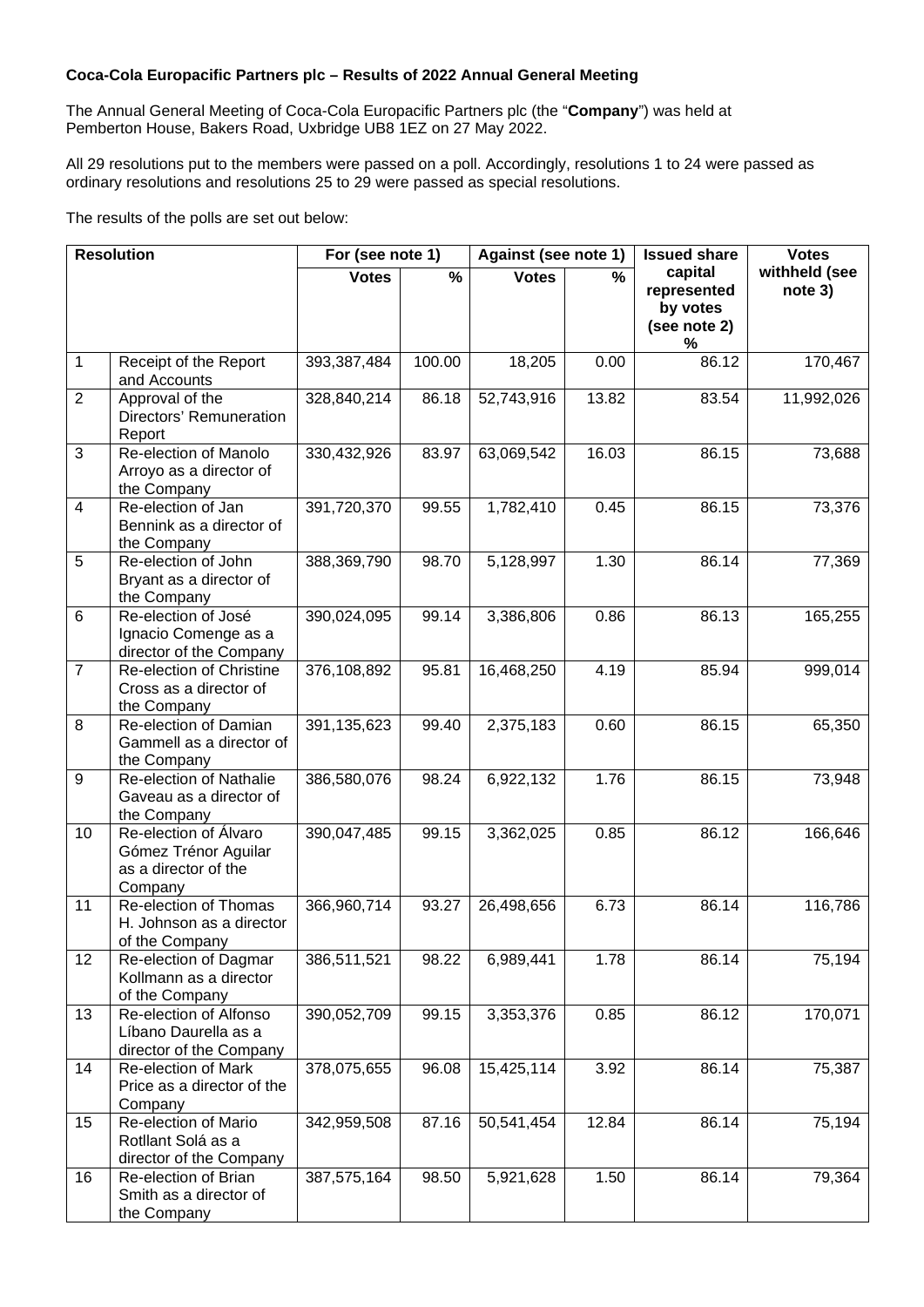**Coca-Cola Europacific Partners plc – Results of 2022 Annual General Meeting**

The Annual General Meeting of Coca-Cola Europacific Partners plc (the "**Company**") was held at Pemberton House, Bakers Road, Uxbridge UB8 1EZ on 27 May 2022.

All 29 resolutions put to the members were passed on a poll. Accordingly, resolutions 1 to 24 were passed as ordinary resolutions and resolutions 25 to 29 were passed as special resolutions.

The results of the polls are set out below:

| Resolution | | For (see note 1) | | Against (see note 1) | | Issued share capital represented by votes (see note 2) % | Votes withheld (see note 3) |
|---|---|---|---|---|---|---|---|
| | | Votes | % | Votes | % | | |
| 1 | Receipt of the Report and Accounts | 393,387,484 | 100.00 | 18,205 | 0.00 | 86.12 | 170,467 |
| 2 | Approval of the Directors' Remuneration Report | 328,840,214 | 86.18 | 52,743,916 | 13.82 | 83.54 | 11,992,026 |
| 3 | Re-election of Manolo Arroyo as a director of the Company | 330,432,926 | 83.97 | 63,069,542 | 16.03 | 86.15 | 73,688 |
| 4 | Re-election of Jan Bennink as a director of the Company | 391,720,370 | 99.55 | 1,782,410 | 0.45 | 86.15 | 73,376 |
| 5 | Re-election of John Bryant as a director of the Company | 388,369,790 | 98.70 | 5,128,997 | 1.30 | 86.14 | 77,369 |
| 6 | Re-election of José Ignacio Comenge as a director of the Company | 390,024,095 | 99.14 | 3,386,806 | 0.86 | 86.13 | 165,255 |
| 7 | Re-election of Christine Cross as a director of the Company | 376,108,892 | 95.81 | 16,468,250 | 4.19 | 85.94 | 999,014 |
| 8 | Re-election of Damian Gammell as a director of the Company | 391,135,623 | 99.40 | 2,375,183 | 0.60 | 86.15 | 65,350 |
| 9 | Re-election of Nathalie Gaveau as a director of the Company | 386,580,076 | 98.24 | 6,922,132 | 1.76 | 86.15 | 73,948 |
| 10 | Re-election of Álvaro Gómez Trénor Aguilar as a director of the Company | 390,047,485 | 99.15 | 3,362,025 | 0.85 | 86.12 | 166,646 |
| 11 | Re-election of Thomas H. Johnson as a director of the Company | 366,960,714 | 93.27 | 26,498,656 | 6.73 | 86.14 | 116,786 |
| 12 | Re-election of Dagmar Kollmann as a director of the Company | 386,511,521 | 98.22 | 6,989,441 | 1.78 | 86.14 | 75,194 |
| 13 | Re-election of Alfonso Líbano Daurella as a director of the Company | 390,052,709 | 99.15 | 3,353,376 | 0.85 | 86.12 | 170,071 |
| 14 | Re-election of Mark Price as a director of the Company | 378,075,655 | 96.08 | 15,425,114 | 3.92 | 86.14 | 75,387 |
| 15 | Re-election of Mario Rotllant Solá as a director of the Company | 342,959,508 | 87.16 | 50,541,454 | 12.84 | 86.14 | 75,194 |
| 16 | Re-election of Brian Smith as a director of the Company | 387,575,164 | 98.50 | 5,921,628 | 1.50 | 86.14 | 79,364 |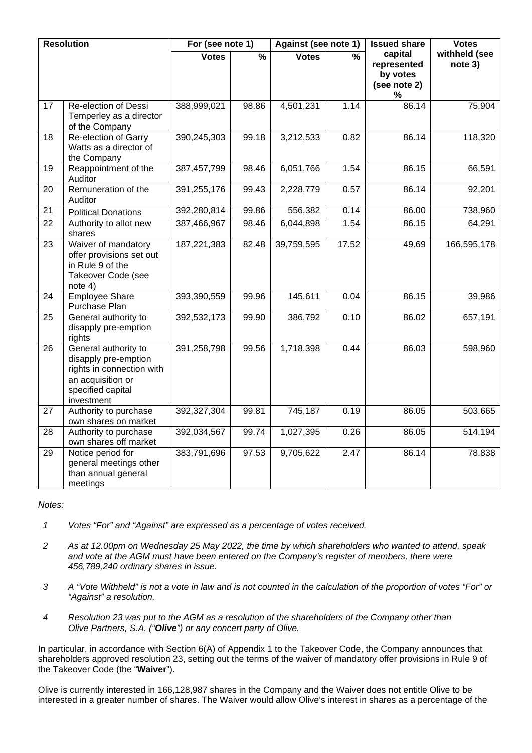| Resolution | | For (see note 1) | | Against (see note 1) | | Issued share capital represented by votes (see note 2) % | Votes withheld (see note 3) |
|---|---|---|---|---|---|---|---|
| | | Votes | % | Votes | % | | |
| 17 | Re-election of Dessi Temperley as a director of the Company | 388,999,021 | 98.86 | 4,501,231 | 1.14 | 86.14 | 75,904 |
| 18 | Re-election of Garry Watts as a director of the Company | 390,245,303 | 99.18 | 3,212,533 | 0.82 | 86.14 | 118,320 |
| 19 | Reappointment of the Auditor | 387,457,799 | 98.46 | 6,051,766 | 1.54 | 86.15 | 66,591 |
| 20 | Remuneration of the Auditor | 391,255,176 | 99.43 | 2,228,779 | 0.57 | 86.14 | 92,201 |
| 21 | Political Donations | 392,280,814 | 99.86 | 556,382 | 0.14 | 86.00 | 738,960 |
| 22 | Authority to allot new shares | 387,466,967 | 98.46 | 6,044,898 | 1.54 | 86.15 | 64,291 |
| 23 | Waiver of mandatory offer provisions set out in Rule 9 of the Takeover Code (see note 4) | 187,221,383 | 82.48 | 39,759,595 | 17.52 | 49.69 | 166,595,178 |
| 24 | Employee Share Purchase Plan | 393,390,559 | 99.96 | 145,611 | 0.04 | 86.15 | 39,986 |
| 25 | General authority to disapply pre-emption rights | 392,532,173 | 99.90 | 386,792 | 0.10 | 86.02 | 657,191 |
| 26 | General authority to disapply pre-emption rights in connection with an acquisition or specified capital investment | 391,258,798 | 99.56 | 1,718,398 | 0.44 | 86.03 | 598,960 |
| 27 | Authority to purchase own shares on market | 392,327,304 | 99.81 | 745,187 | 0.19 | 86.05 | 503,665 |
| 28 | Authority to purchase own shares off market | 392,034,567 | 99.74 | 1,027,395 | 0.26 | 86.05 | 514,194 |
| 29 | Notice period for general meetings other than annual general meetings | 383,791,696 | 97.53 | 9,705,622 | 2.47 | 86.14 | 78,838 |

*Notes:*

1. *Votes "For" and "Against" are expressed as a percentage of votes received.*
2. *As at 12.00pm on Wednesday 25 May 2022, the time by which shareholders who wanted to attend, speak and vote at the AGM must have been entered on the Company's register of members, there were 456,789,240 ordinary shares in issue.*
3. *A "Vote Withheld" is not a vote in law and is not counted in the calculation of the proportion of votes "For" or "Against" a resolution.*
4. *Resolution 23 was put to the AGM as a resolution of the shareholders of the Company other than Olive Partners, S.A. ("**Olive**") or any concert party of Olive.*

In particular, in accordance with Section 6(A) of Appendix 1 to the Takeover Code, the Company announces that shareholders approved resolution 23, setting out the terms of the waiver of mandatory offer provisions in Rule 9 of the Takeover Code (the "**Waiver**").

Olive is currently interested in 166,128,987 shares in the Company and the Waiver does not entitle Olive to be interested in a greater number of shares. The Waiver would allow Olive's interest in shares as a percentage of the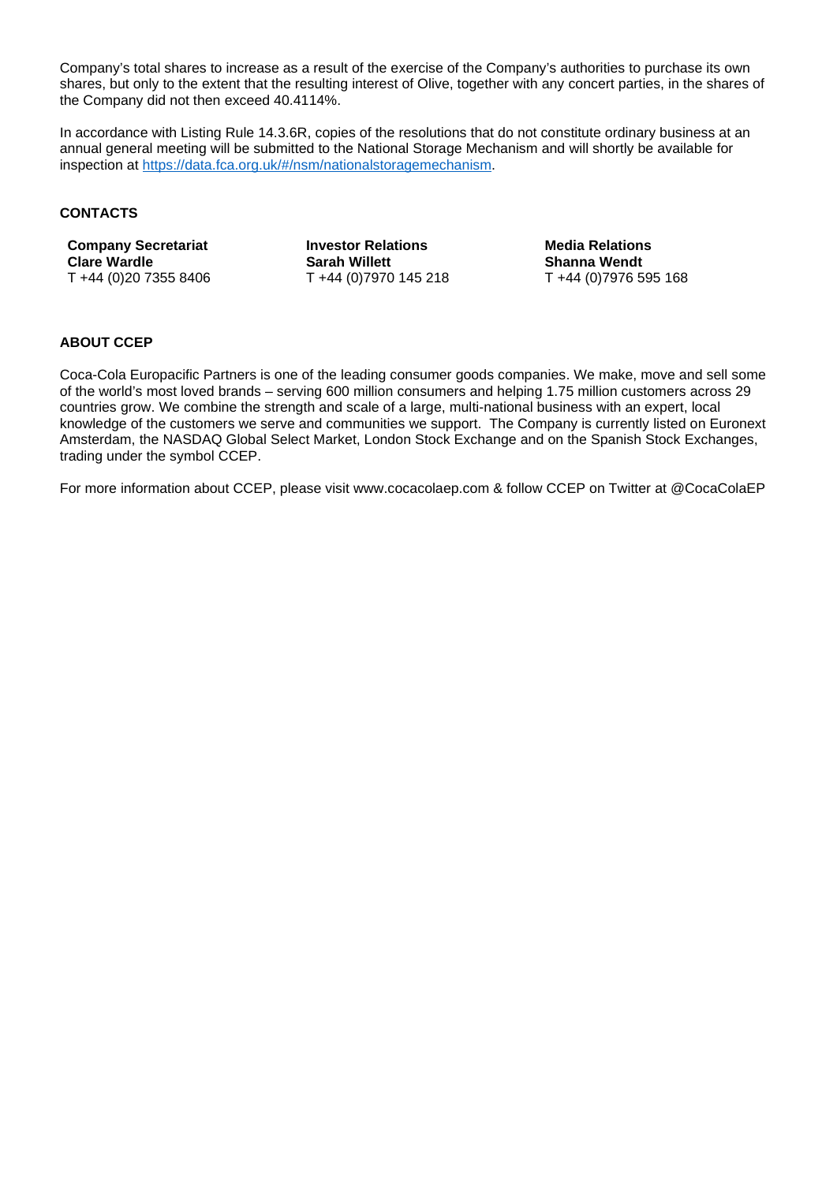Company's total shares to increase as a result of the exercise of the Company's authorities to purchase its own shares, but only to the extent that the resulting interest of Olive, together with any concert parties, in the shares of the Company did not then exceed 40.4114%.

In accordance with Listing Rule 14.3.6R, copies of the resolutions that do not constitute ordinary business at an annual general meeting will be submitted to the National Storage Mechanism and will shortly be available for inspection at [https://data.fca.org.uk/#/nsm/nationalstoragemechanism](https://data.fca.org.uk/#/nsm/nationalstoragemechanism).

**CONTACTS**

| | | |
| --- | --- | --- |
| **Company Secretariat** | **Investor Relations** | **Media Relations** |
| **Clare Wardle** | **Sarah Willett** | **Shanna Wendt** |
| T +44 (0)20 7355 8406 | T +44 (0)7970 145 218 | T +44 (0)7976 595 168 |

**ABOUT CCEP**

Coca-Cola Europacific Partners is one of the leading consumer goods companies. We make, move and sell some of the world's most loved brands – serving 600 million consumers and helping 1.75 million customers across 29 countries grow. We combine the strength and scale of a large, multi-national business with an expert, local knowledge of the customers we serve and communities we support. The Company is currently listed on Euronext Amsterdam, the NASDAQ Global Select Market, London Stock Exchange and on the Spanish Stock Exchanges, trading under the symbol CCEP.

For more information about CCEP, please visit www.cocacolaep.com & follow CCEP on Twitter at @CocaColaEP